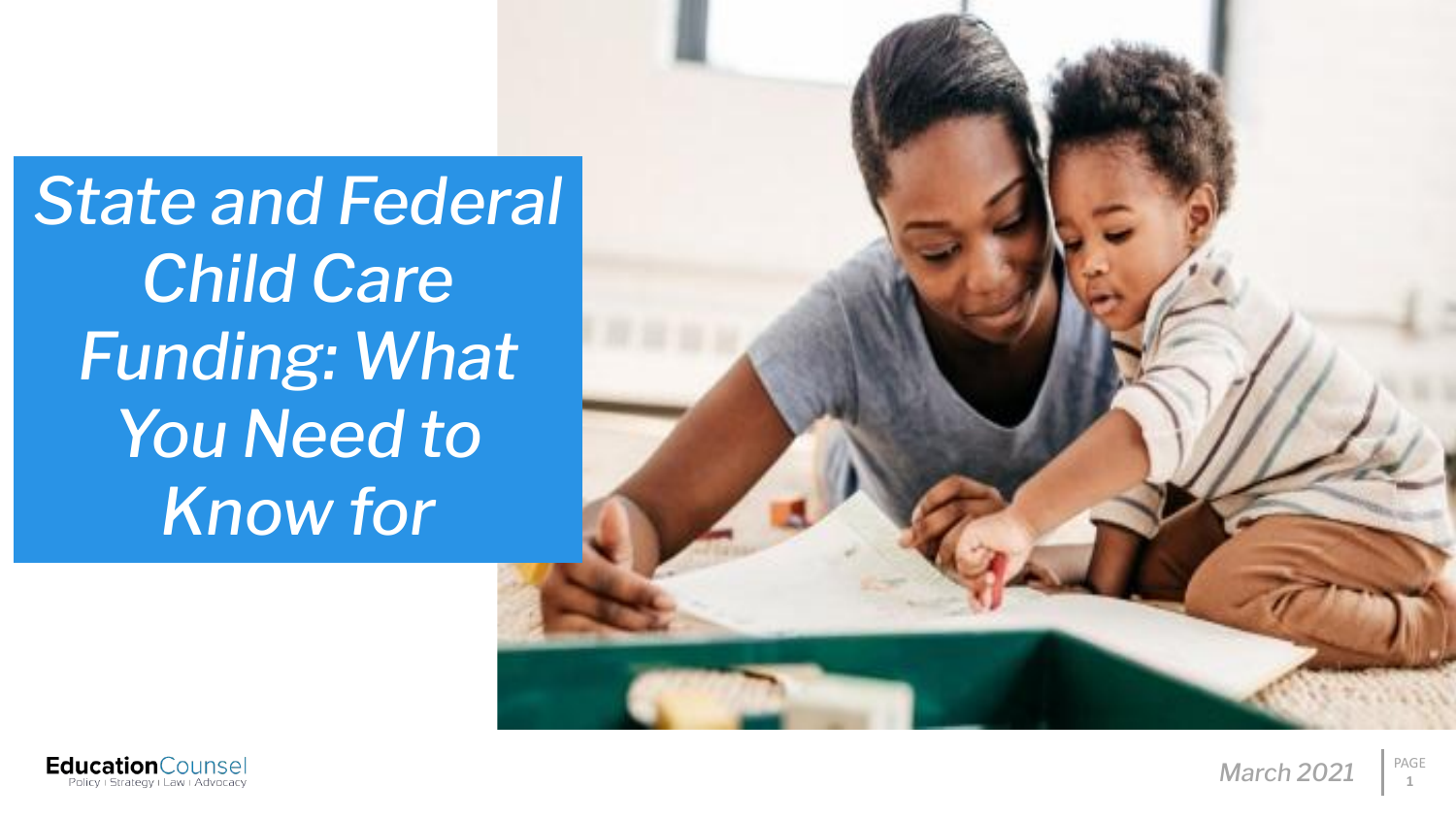# *State and Federal Child Care Funding: What You Need to Know for*

EducationCounsel
Policy | Strategy | Law | Advocacy

*March 2021*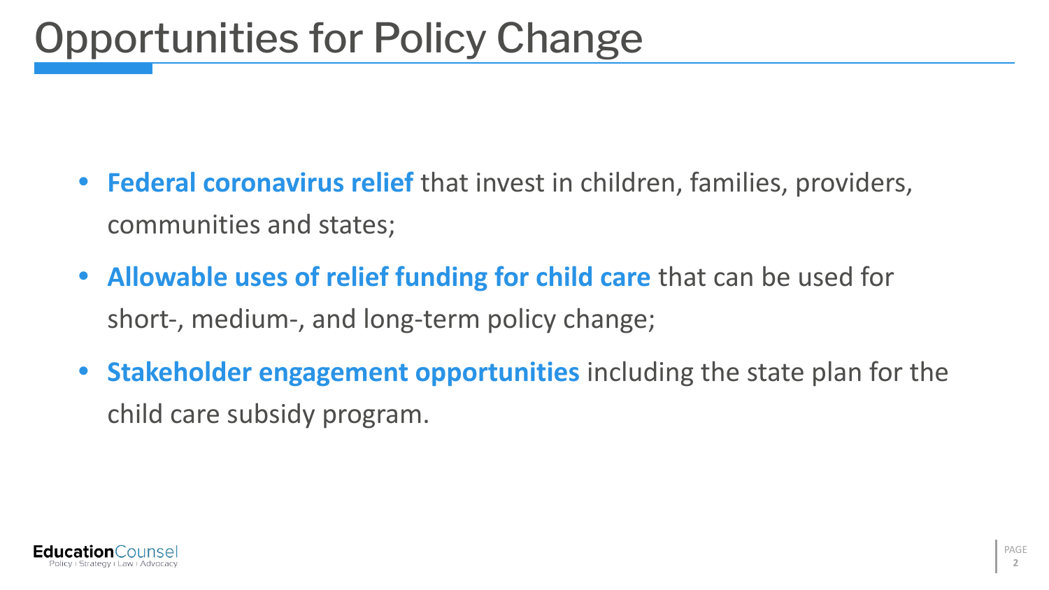# Opportunities for Policy Change

- **Federal coronavirus relief** that invest in children, families, providers, communities and states;
- **Allowable uses of relief funding for child care** that can be used for short-, medium-, and long-term policy change;
- **Stakeholder engagement opportunities** including the state plan for the child care subsidy program.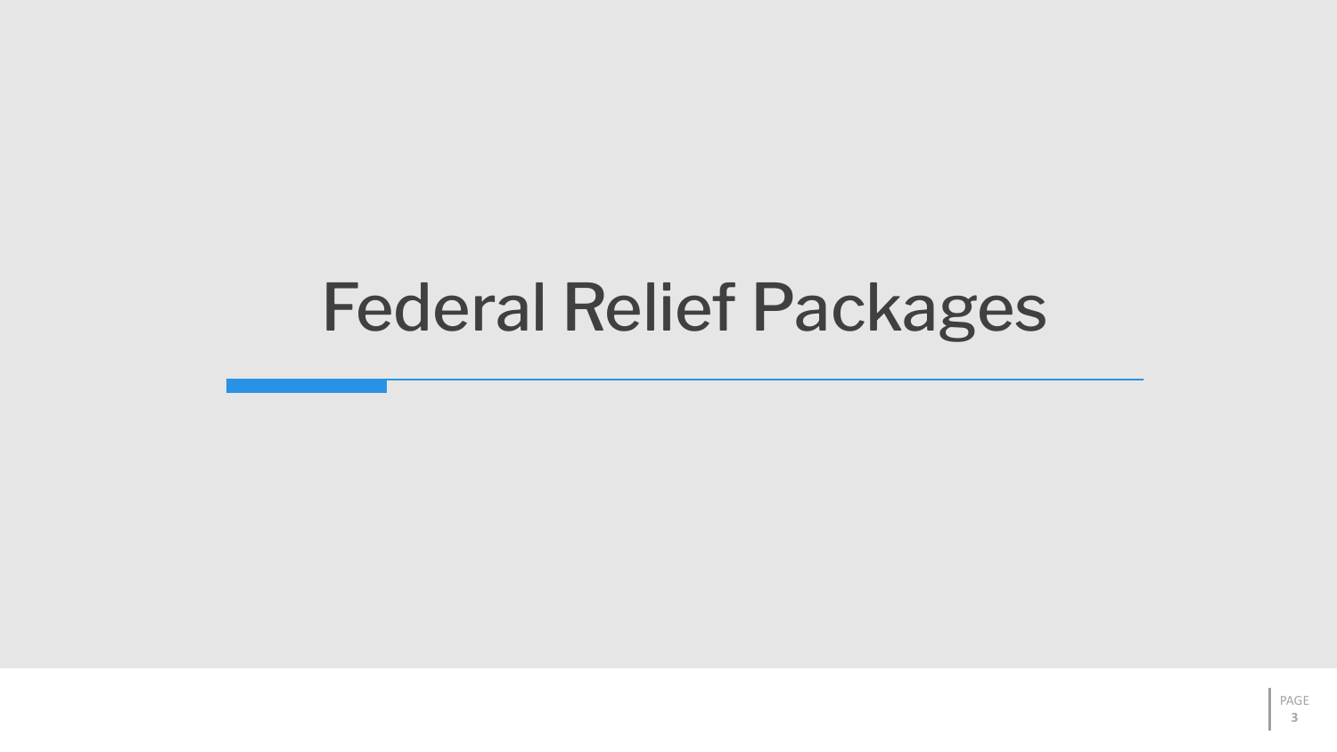# Federal Relief Packages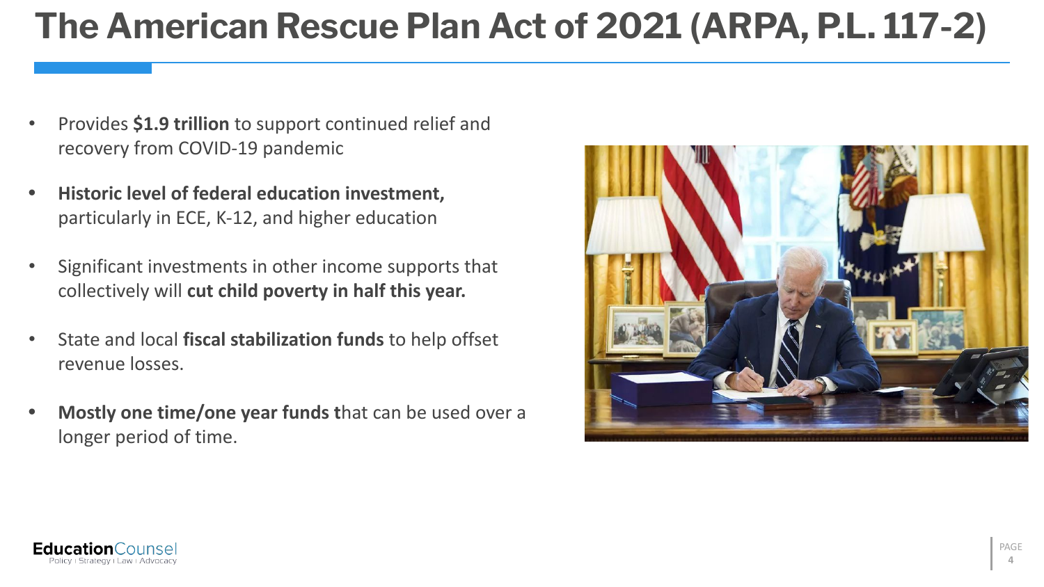# The American Rescue Plan Act of 2021 (ARPA, P.L. 117-2)

- Provides **$1.9 trillion** to support continued relief and recovery from COVID-19 pandemic
- **Historic level of federal education investment,** particularly in ECE, K-12, and higher education
- Significant investments in other income supports that collectively will **cut child poverty in half this year.**
- State and local **fiscal stabilization funds** to help offset revenue losses.
- **Mostly one time/one year funds t**hat can be used over a longer period of time.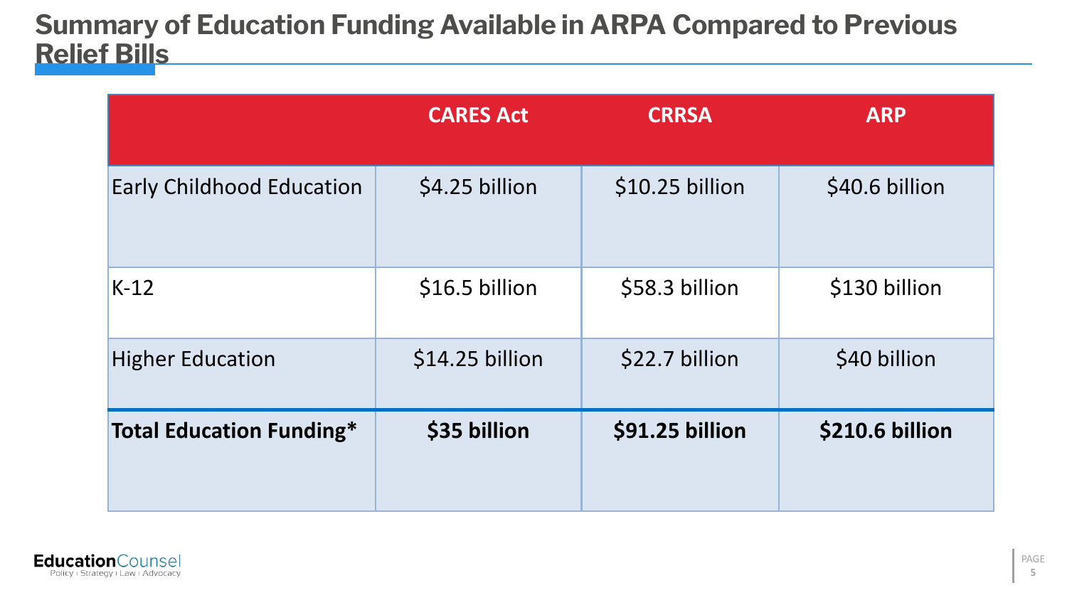# Summary of Education Funding Available in ARPA Compared to Previous Relief Bills

| | CARES Act | CRRSA | ARP |
|---|---|---|---|
| Early Childhood Education | $4.25 billion | $10.25 billion | $40.6 billion |
| K-12 | $16.5 billion | $58.3 billion | $130 billion |
| Higher Education | $14.25 billion | $22.7 billion | $40 billion |
| **Total Education Funding*** | **$35 billion** | **$91.25 billion** | **$210.6 billion** |

EducationCounsel
Policy | Strategy | Law | Advocacy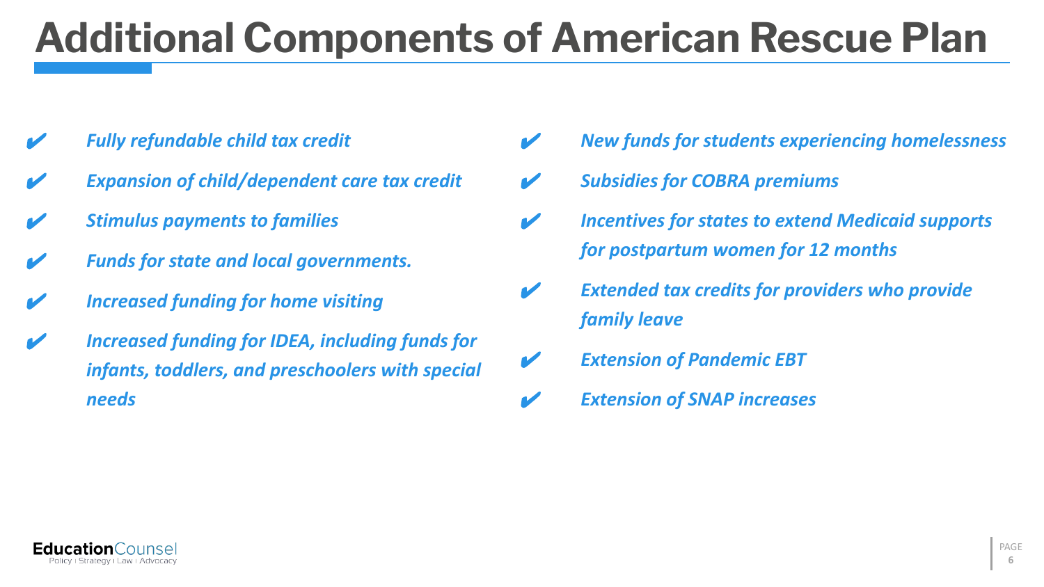# Additional Components of American Rescue Plan

- ✔ *Fully refundable child tax credit*
- ✔ *Expansion of child/dependent care tax credit*
- ✔ *Stimulus payments to families*
- ✔ *Funds for state and local governments.*
- ✔ *Increased funding for home visiting*
- ✔ *Increased funding for IDEA, including funds for infants, toddlers, and preschoolers with special needs*
- ✔ *New funds for students experiencing homelessness*
- ✔ *Subsidies for COBRA premiums*
- ✔ *Incentives for states to extend Medicaid supports for postpartum women for 12 months*
- ✔ *Extended tax credits for providers who provide family leave*
- ✔ *Extension of Pandemic EBT*
- ✔ *Extension of SNAP increases*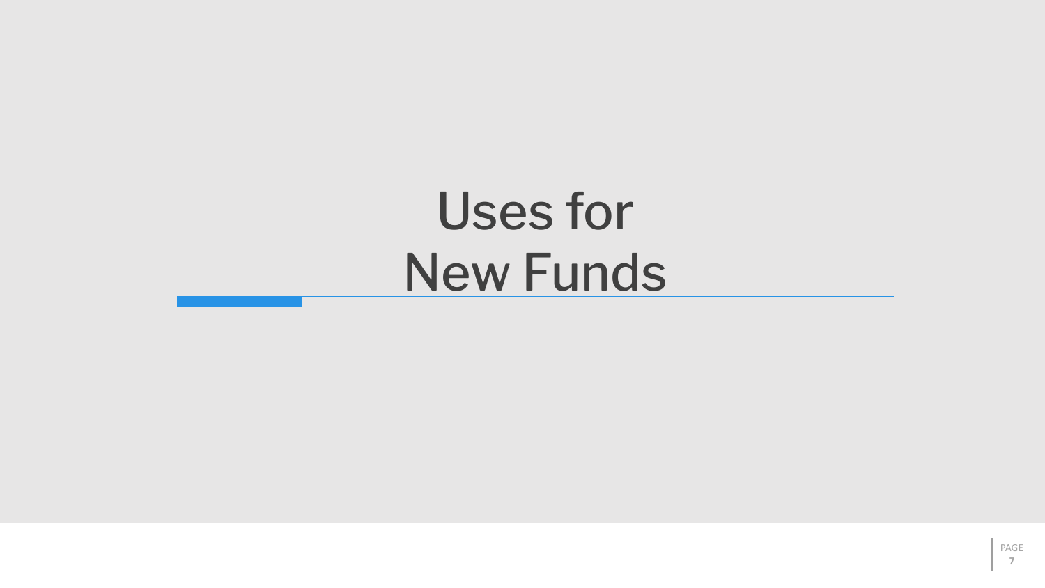# Uses for New Funds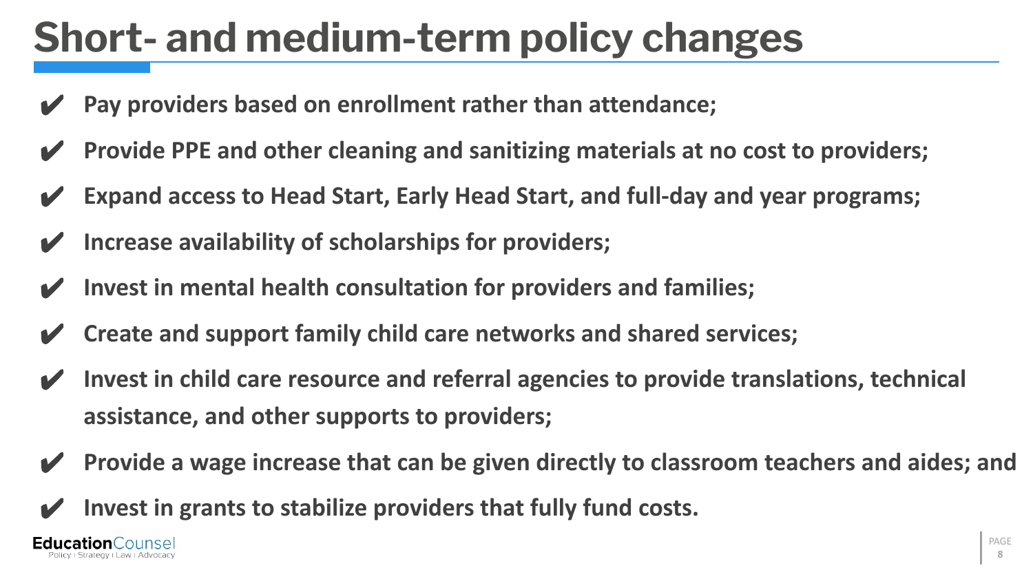# Short- and medium-term policy changes

- ✔ **Pay providers based on enrollment rather than attendance;**
- ✔ **Provide PPE and other cleaning and sanitizing materials at no cost to providers;**
- ✔ **Expand access to Head Start, Early Head Start, and full-day and year programs;**
- ✔ **Increase availability of scholarships for providers;**
- ✔ **Invest in mental health consultation for providers and families;**
- ✔ **Create and support family child care networks and shared services;**
- ✔ **Invest in child care resource and referral agencies to provide translations, technical assistance, and other supports to providers;**
- ✔ **Provide a wage increase that can be given directly to classroom teachers and aides; and**
- ✔ **Invest in grants to stabilize providers that fully fund costs.**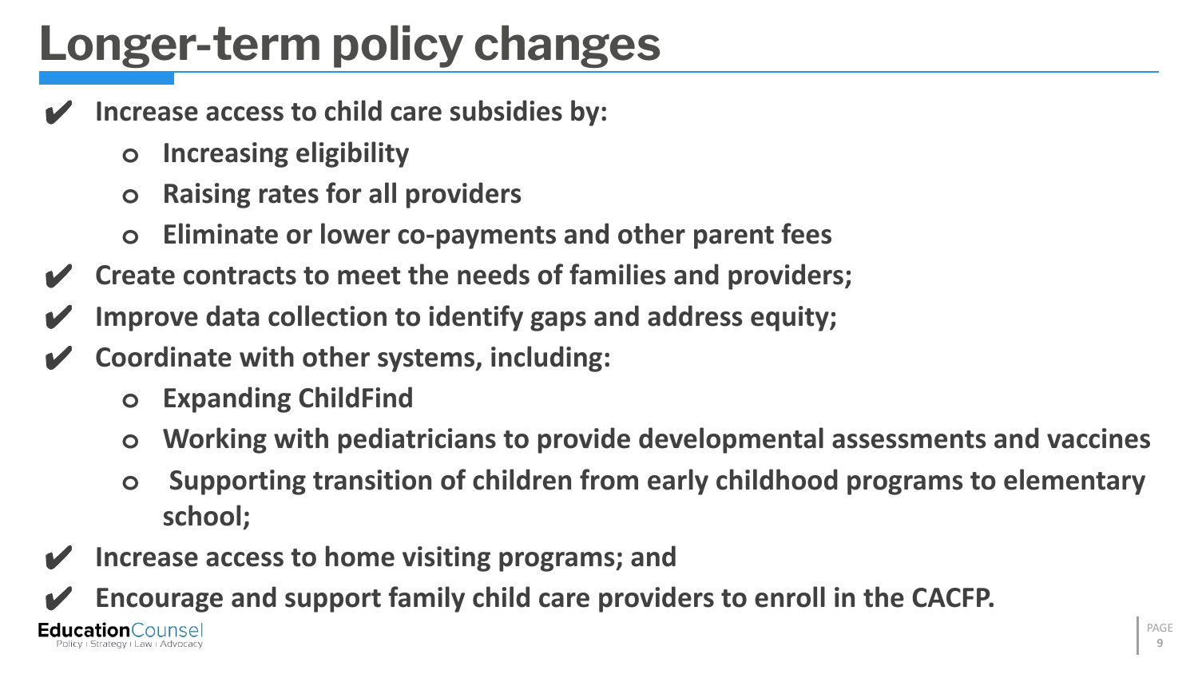# Longer-term policy changes

- ✔ **Increase access to child care subsidies by:**
  - **Increasing eligibility**
  - **Raising rates for all providers**
  - **Eliminate or lower co-payments and other parent fees**
- ✔ **Create contracts to meet the needs of families and providers;**
- ✔ **Improve data collection to identify gaps and address equity;**
- ✔ **Coordinate with other systems, including:**
  - **Expanding ChildFind**
  - **Working with pediatricians to provide developmental assessments and vaccines**
  - **Supporting transition of children from early childhood programs to elementary school;**
- ✔ **Increase access to home visiting programs; and**
- ✔ **Encourage and support family child care providers to enroll in the CACFP.**

EducationCounsel
Policy | Strategy | Law | Advocacy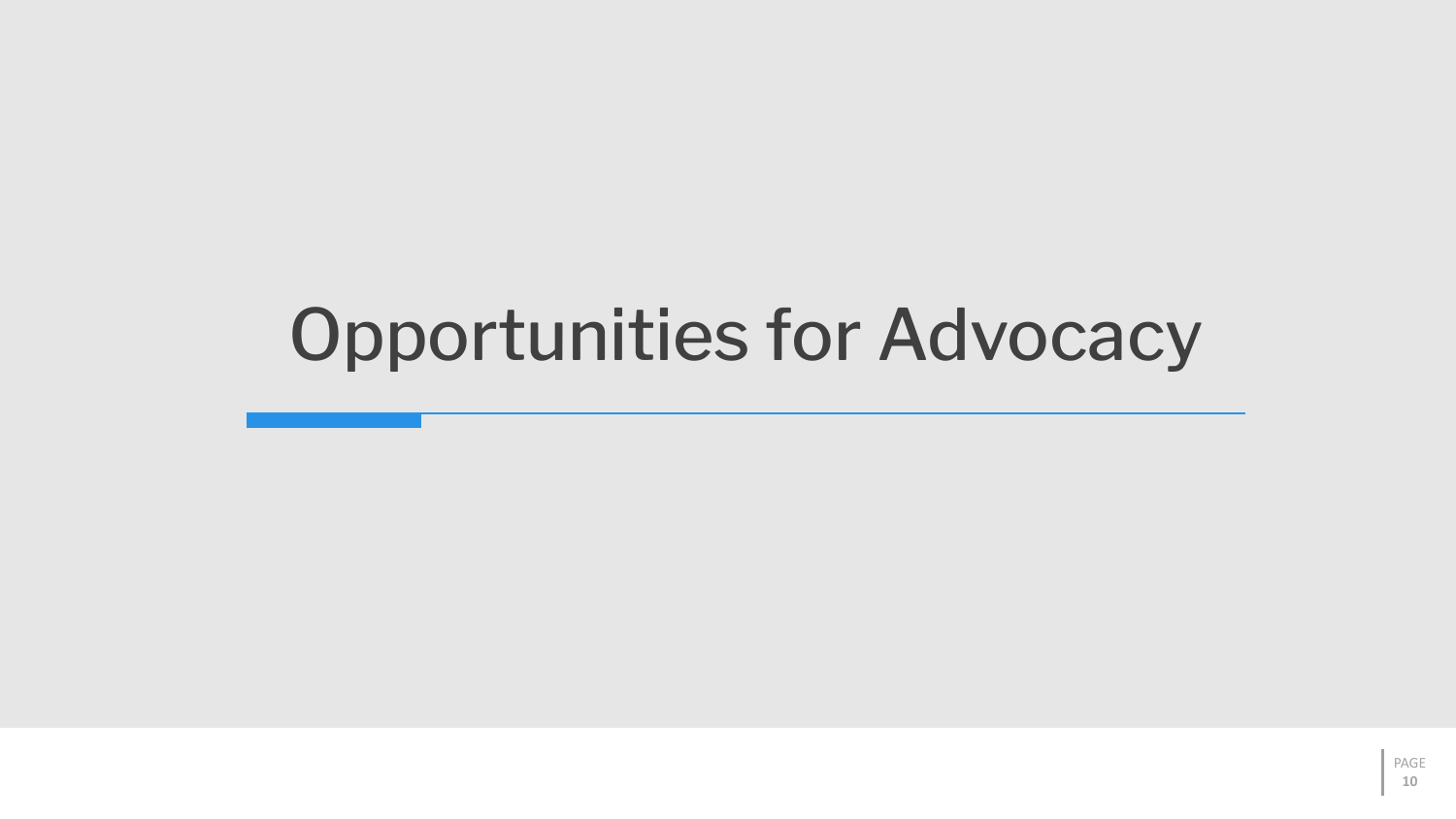# Opportunities for Advocacy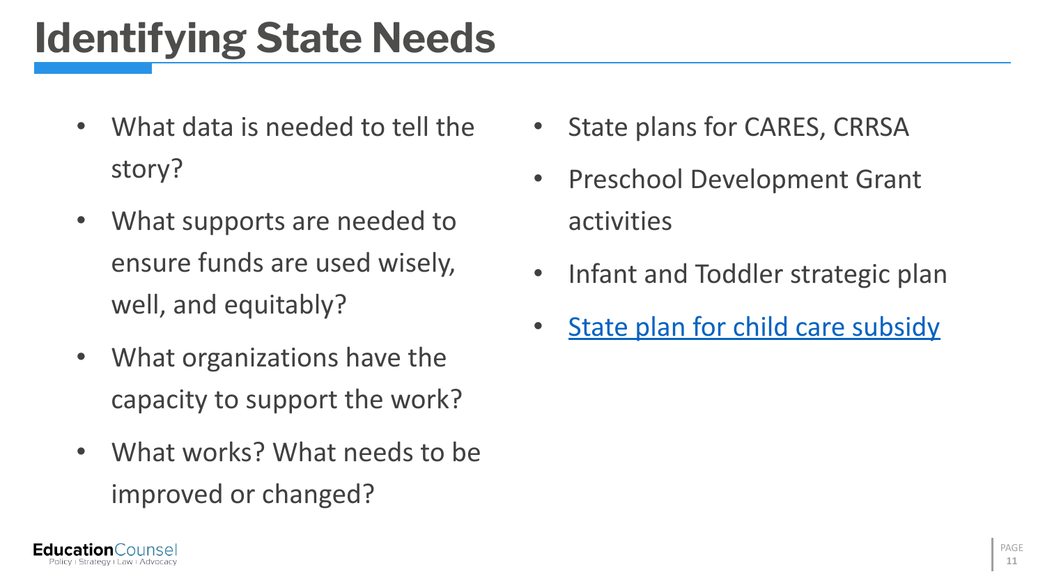# Identifying State Needs

- What data is needed to tell the story?
- What supports are needed to ensure funds are used wisely, well, and equitably?
- What organizations have the capacity to support the work?
- What works? What needs to be improved or changed?

- State plans for CARES, CRRSA
- Preschool Development Grant activities
- Infant and Toddler strategic plan
- State plan for child care subsidy

**Education**Counsel
Policy | Strategy | Law | Advocacy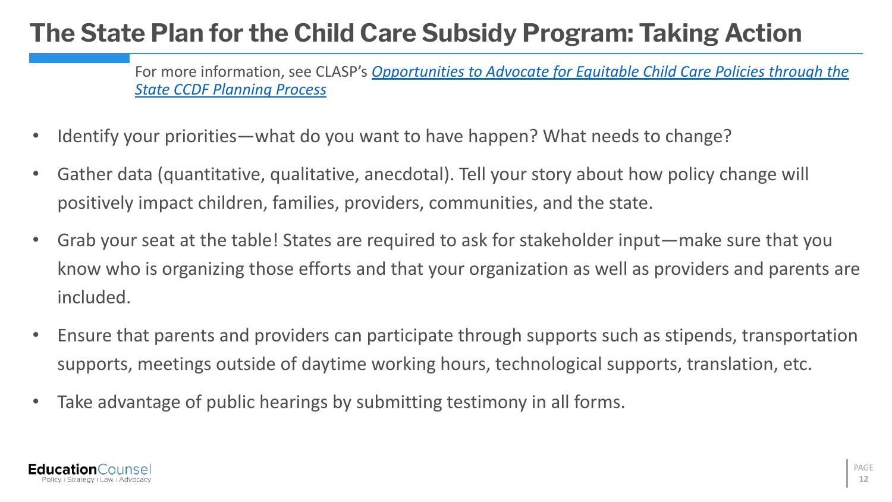# The State Plan for the Child Care Subsidy Program: Taking Action

For more information, see CLASP's ***Opportunities to Advocate for Equitable Child Care Policies through the State CCDF Planning Process***

- Identify your priorities—what do you want to have happen? What needs to change?
- Gather data (quantitative, qualitative, anecdotal). Tell your story about how policy change will positively impact children, families, providers, communities, and the state.
- Grab your seat at the table! States are required to ask for stakeholder input—make sure that you know who is organizing those efforts and that your organization as well as providers and parents are included.
- Ensure that parents and providers can participate through supports such as stipends, transportation supports, meetings outside of daytime working hours, technological supports, translation, etc.
- Take advantage of public hearings by submitting testimony in all forms.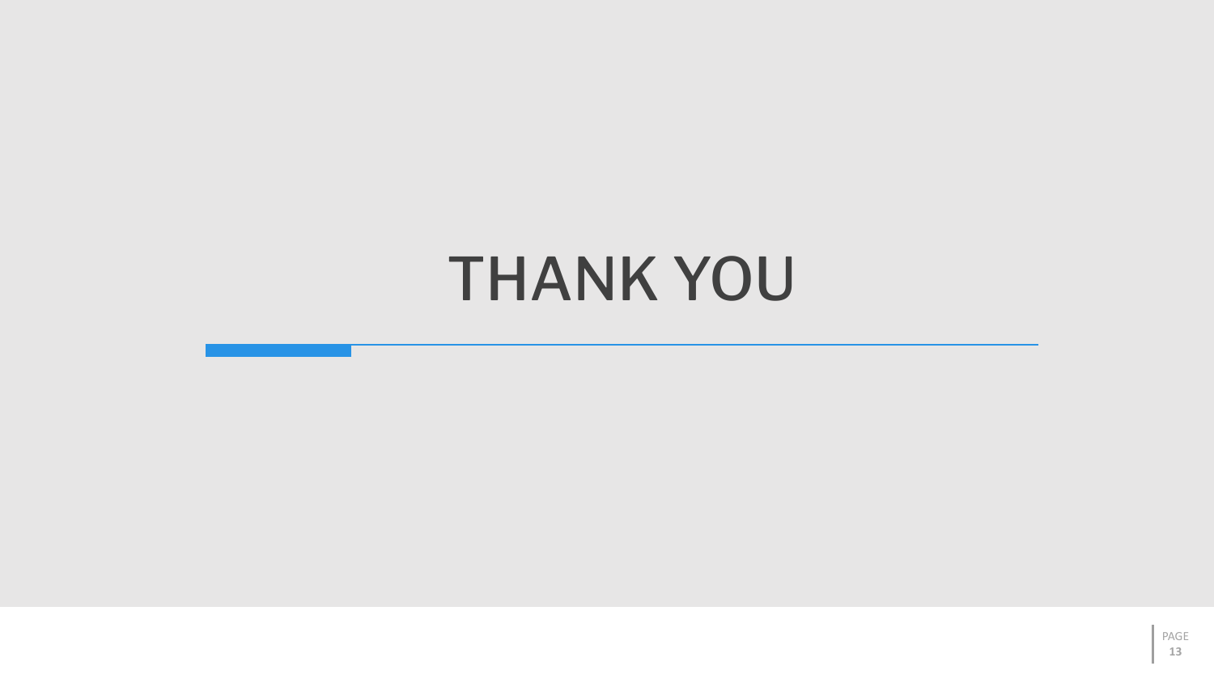# THANK YOU